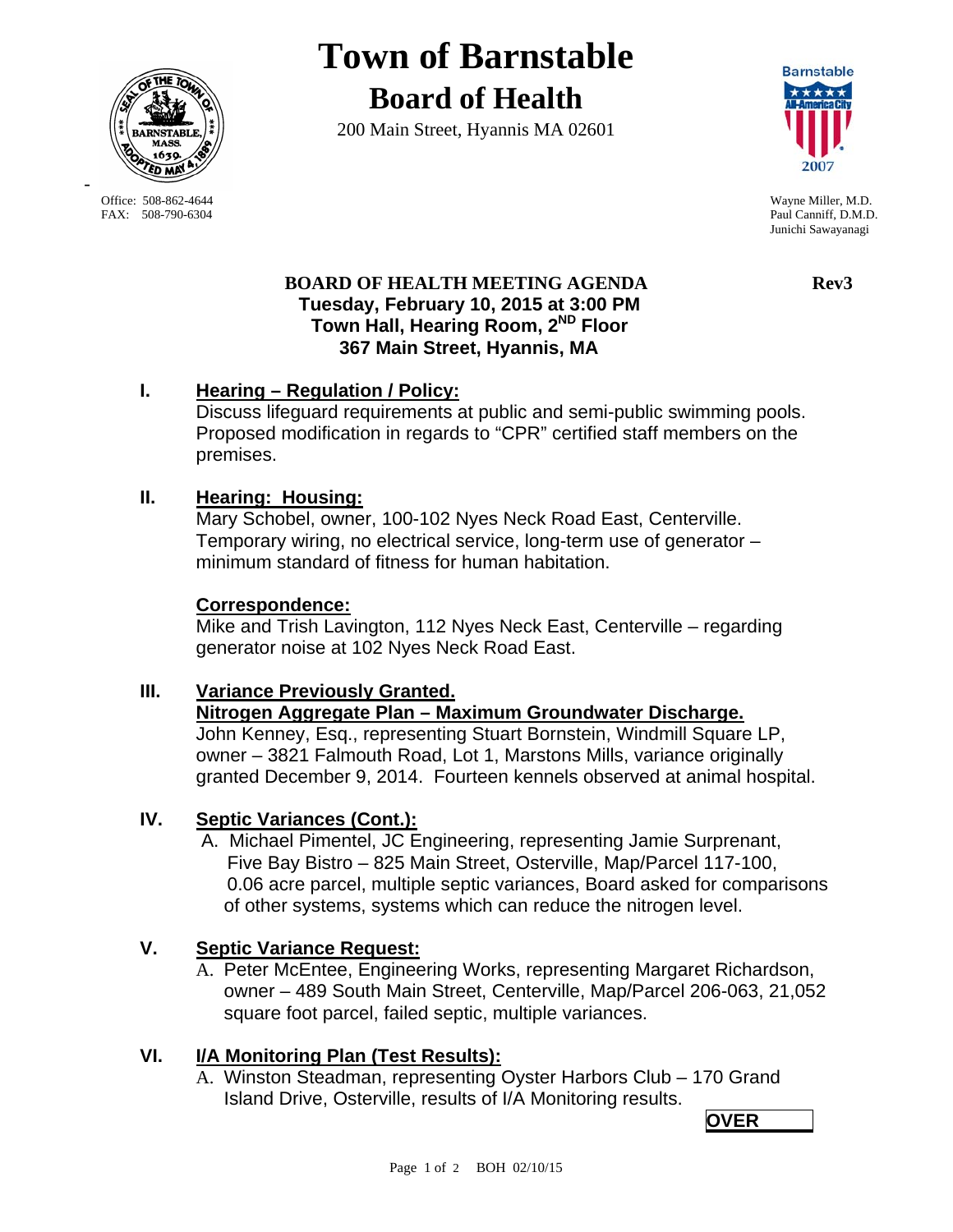# Town of Barnstable

## Board of Health

200 Main Street, Hyannis MA 02601

Office: 508-862-4644
FAX: 508-790-6304

Wayne Miller, M.D.
Paul Canniff, D.M.D.
Junichi Sawayanagi

**BOARD OF HEALTH MEETING AGENDA** **Rev3**
**Tuesday, February 10, 2015 at 3:00 PM**
**Town Hall, Hearing Room, 2ND Floor**
**367 Main Street, Hyannis, MA**

**I. Hearing – Regulation / Policy:**

Discuss lifeguard requirements at public and semi-public swimming pools. Proposed modification in regards to "CPR" certified staff members on the premises.

**II. Hearing: Housing:**

Mary Schobel, owner, 100-102 Nyes Neck Road East, Centerville. Temporary wiring, no electrical service, long-term use of generator – minimum standard of fitness for human habitation.

**Correspondence:**

Mike and Trish Lavington, 112 Nyes Neck East, Centerville – regarding generator noise at 102 Nyes Neck Road East.

**III. Variance Previously Granted.**
**Nitrogen Aggregate Plan – Maximum Groundwater Discharge.**

John Kenney, Esq., representing Stuart Bornstein, Windmill Square LP, owner – 3821 Falmouth Road, Lot 1, Marstons Mills, variance originally granted December 9, 2014. Fourteen kennels observed at animal hospital.

**IV. Septic Variances (Cont.):**

A. Michael Pimentel, JC Engineering, representing Jamie Surprenant, Five Bay Bistro – 825 Main Street, Osterville, Map/Parcel 117-100, 0.06 acre parcel, multiple septic variances, Board asked for comparisons of other systems, systems which can reduce the nitrogen level.

**V. Septic Variance Request:**

A. Peter McEntee, Engineering Works, representing Margaret Richardson, owner – 489 South Main Street, Centerville, Map/Parcel 206-063, 21,052 square foot parcel, failed septic, multiple variances.

**VI. I/A Monitoring Plan (Test Results):**

A. Winston Steadman, representing Oyster Harbors Club – 170 Grand Island Drive, Osterville, results of I/A Monitoring results.

**OVER**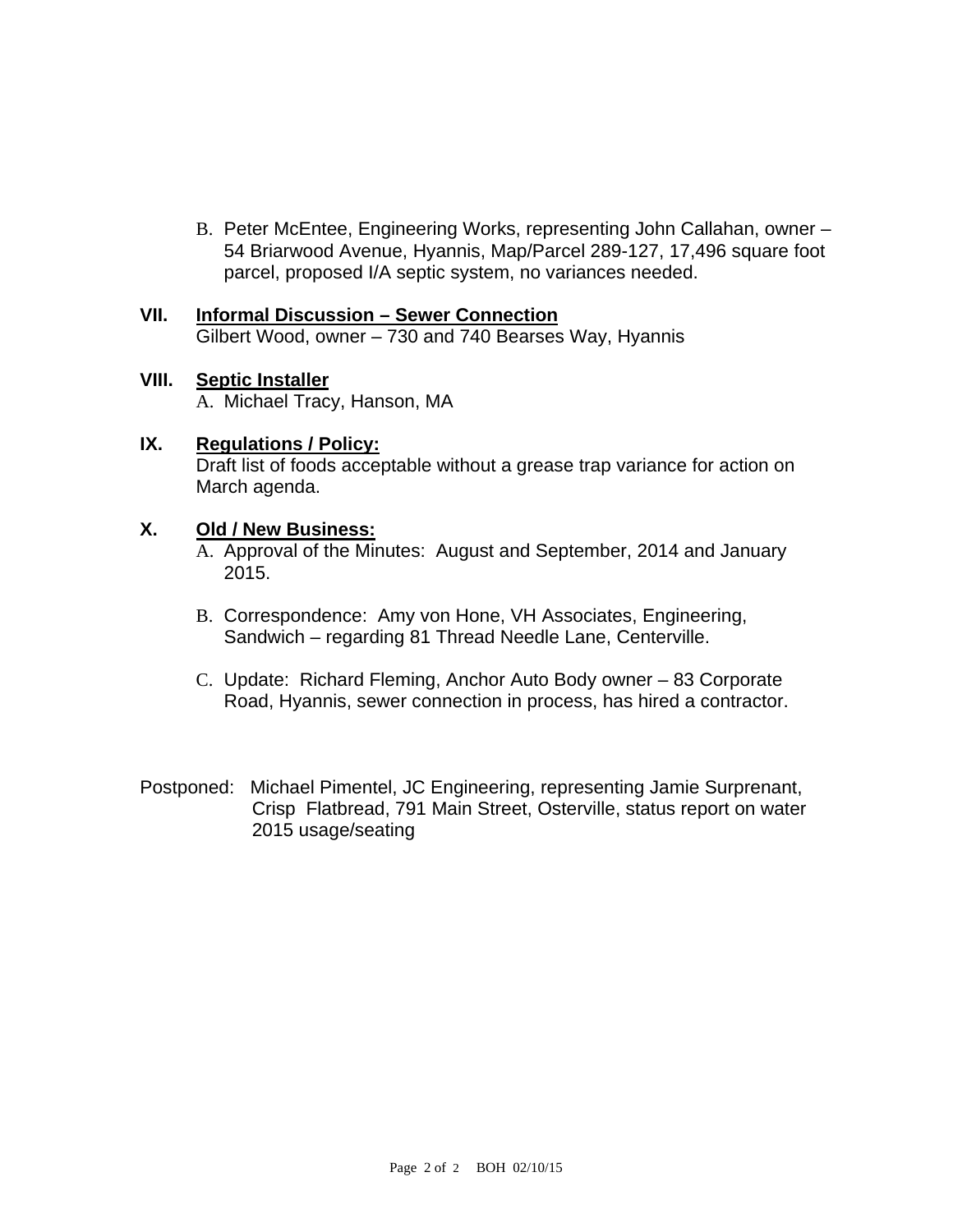B. Peter McEntee, Engineering Works, representing John Callahan, owner – 54 Briarwood Avenue, Hyannis, Map/Parcel 289-127, 17,496 square foot parcel, proposed I/A septic system, no variances needed.

**VII. Informal Discussion – Sewer Connection**

Gilbert Wood, owner – 730 and 740 Bearses Way, Hyannis

**VIII. Septic Installer**

A. Michael Tracy, Hanson, MA

**IX. Regulations / Policy:**

Draft list of foods acceptable without a grease trap variance for action on March agenda.

**X. Old / New Business:**

A. Approval of the Minutes: August and September, 2014 and January 2015.

B. Correspondence: Amy von Hone, VH Associates, Engineering, Sandwich – regarding 81 Thread Needle Lane, Centerville.

C. Update: Richard Fleming, Anchor Auto Body owner – 83 Corporate Road, Hyannis, sewer connection in process, has hired a contractor.

Postponed: Michael Pimentel, JC Engineering, representing Jamie Surprenant, Crisp Flatbread, 791 Main Street, Osterville, status report on water 2015 usage/seating